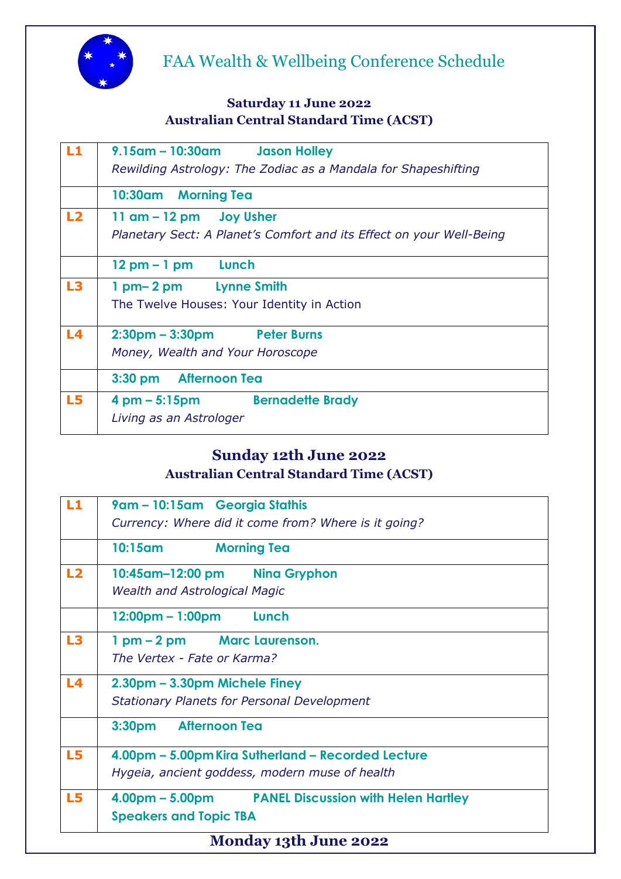# FAA Wealth & Wellbeing Conference Schedule

**Saturday 11 June 2022**
**Australian Central Standard Time (ACST)**

| | |
|---|---|
| **L1** | **9.15am – 10:30am Jason Holley**<br>*Rewilding Astrology: The Zodiac as a Mandala for Shapeshifting* |
| | **10:30am Morning Tea** |
| **L2** | **11 am – 12 pm Joy Usher**<br>*Planetary Sect: A Planet's Comfort and its Effect on your Well-Being* |
| | **12 pm – 1 pm Lunch** |
| **L3** | **1 pm– 2 pm Lynne Smith**<br>The Twelve Houses: Your Identity in Action |
| **L4** | **2:30pm – 3:30pm Peter Burns**<br>*Money, Wealth and Your Horoscope* |
| | **3:30 pm Afternoon Tea** |
| **L5** | **4 pm – 5:15pm Bernadette Brady**<br>*Living as an Astrologer* |

**Sunday 12th June 2022**
**Australian Central Standard Time (ACST)**

| | |
|---|---|
| **L1** | **9am – 10:15am Georgia Stathis**<br>*Currency: Where did it come from? Where is it going?* |
| | **10:15am Morning Tea** |
| **L2** | **10:45am–12:00 pm Nina Gryphon**<br>*Wealth and Astrological Magic* |
| | **12:00pm – 1:00pm Lunch** |
| **L3** | **1 pm – 2 pm Marc Laurenson.**<br>*The Vertex - Fate or Karma?* |
| **L4** | **2.30pm – 3.30pm Michele Finey**<br>*Stationary Planets for Personal Development* |
| | **3:30pm Afternoon Tea** |
| **L5** | **4.00pm – 5.00pm Kira Sutherland – Recorded Lecture**<br>*Hygeia, ancient goddess, modern muse of health* |
| **L5** | **4.00pm – 5.00pm PANEL Discussion with Helen Hartley**<br>**Speakers and Topic TBA** |

**Monday 13th June 2022**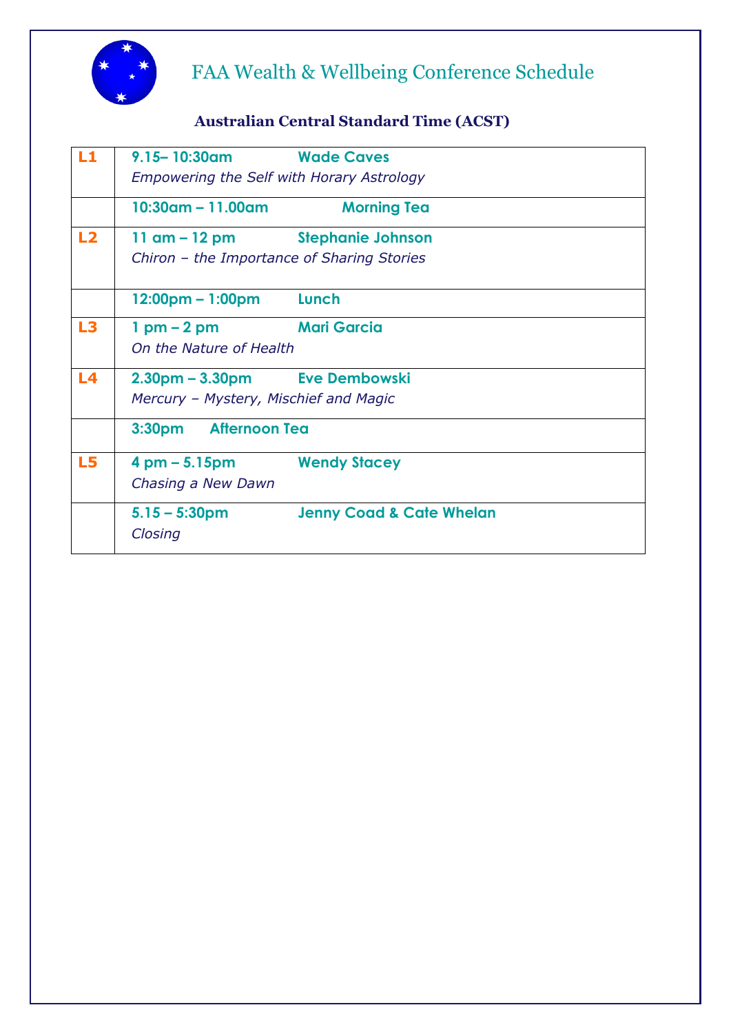# FAA Wealth & Wellbeing Conference Schedule

**Australian Central Standard Time (ACST)**

| | | |
|---|---|---|
| **L1** | **9.15– 10:30am** | **Wade Caves**<br>*Empowering the Self with Horary Astrology* |
| | **10:30am – 11.00am** | **Morning Tea** |
| **L2** | **11 am – 12 pm** | **Stephanie Johnson**<br>*Chiron – the Importance of Sharing Stories* |
| | **12:00pm – 1:00pm** | **Lunch** |
| **L3** | **1 pm – 2 pm** | **Mari Garcia**<br>*On the Nature of Health* |
| **L4** | **2.30pm – 3.30pm** | **Eve Dembowski**<br>*Mercury – Mystery, Mischief and Magic* |
| | **3:30pm** | **Afternoon Tea** |
| **L5** | **4 pm – 5.15pm** | **Wendy Stacey**<br>*Chasing a New Dawn* |
| | **5.15 – 5:30pm** | **Jenny Coad & Cate Whelan**<br>*Closing* |